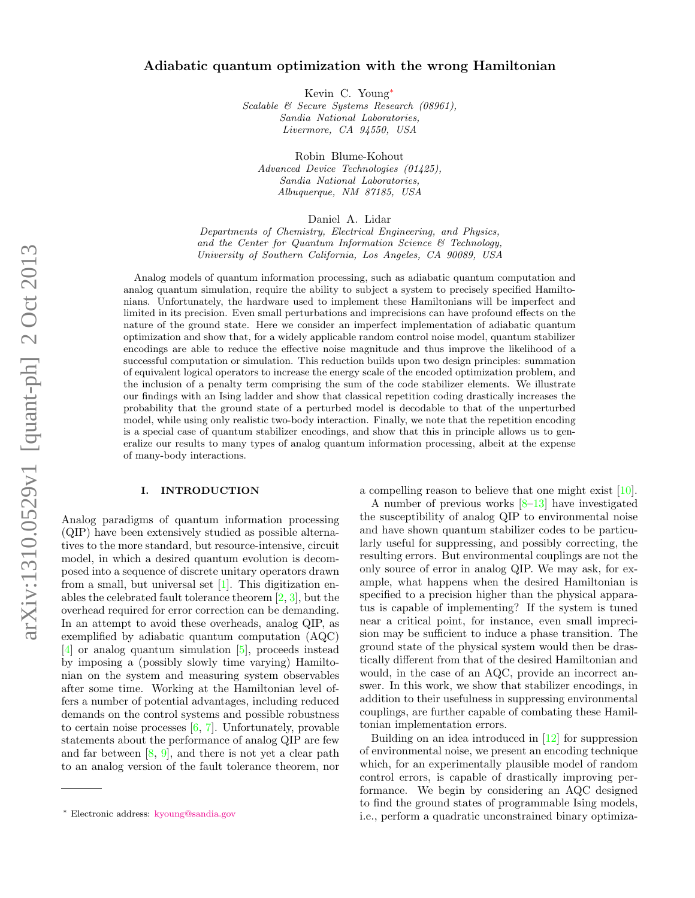# Adiabatic quantum optimization with the wrong Hamiltonian

Kevin C. Young[*]
*Scalable & Secure Systems Research (08961),*
*Sandia National Laboratories,*
*Livermore, CA 94550, USA*

Robin Blume-Kohout
*Advanced Device Technologies (01425),*
*Sandia National Laboratories,*
*Albuquerque, NM 87185, USA*

Daniel A. Lidar
*Departments of Chemistry, Electrical Engineering, and Physics,*
*and the Center for Quantum Information Science & Technology,*
*University of Southern California, Los Angeles, CA 90089, USA*

Analog models of quantum information processing, such as adiabatic quantum computation and analog quantum simulation, require the ability to subject a system to precisely specified Hamiltonians. Unfortunately, the hardware used to implement these Hamiltonians will be imperfect and limited in its precision. Even small perturbations and imprecisions can have profound effects on the nature of the ground state. Here we consider an imperfect implementation of adiabatic quantum optimization and show that, for a widely applicable random control noise model, quantum stabilizer encodings are able to reduce the effective noise magnitude and thus improve the likelihood of a successful computation or simulation. This reduction builds upon two design principles: summation of equivalent logical operators to increase the energy scale of the encoded optimization problem, and the inclusion of a penalty term comprising the sum of the code stabilizer elements. We illustrate our findings with an Ising ladder and show that classical repetition coding drastically increases the probability that the ground state of a perturbed model is decodable to that of the unperturbed model, while using only realistic two-body interaction. Finally, we note that the repetition encoding is a special case of quantum stabilizer encodings, and show that this in principle allows us to generalize our results to many types of analog quantum information processing, albeit at the expense of many-body interactions.

## I. INTRODUCTION

Analog paradigms of quantum information processing (QIP) have been extensively studied as possible alternatives to the more standard, but resource-intensive, circuit model, in which a desired quantum evolution is decomposed into a sequence of discrete unitary operators drawn from a small, but universal set [1]. This digitization enables the celebrated fault tolerance theorem [2, 3], but the overhead required for error correction can be demanding. In an attempt to avoid these overheads, analog QIP, as exemplified by adiabatic quantum computation (AQC) [4] or analog quantum simulation [5], proceeds instead by imposing a (possibly slowly time varying) Hamiltonian on the system and measuring system observables after some time. Working at the Hamiltonian level offers a number of potential advantages, including reduced demands on the control systems and possible robustness to certain noise processes [6, 7]. Unfortunately, provable statements about the performance of analog QIP are few and far between [8, 9], and there is not yet a clear path to an analog version of the fault tolerance theorem, nor a compelling reason to believe that one might exist [10].

A number of previous works [8–13] have investigated the susceptibility of analog QIP to environmental noise and have shown quantum stabilizer codes to be particularly useful for suppressing, and possibly correcting, the resulting errors. But environmental couplings are not the only source of error in analog QIP. We may ask, for example, what happens when the desired Hamiltonian is specified to a precision higher than the physical apparatus is capable of implementing? If the system is tuned near a critical point, for instance, even small imprecision may be sufficient to induce a phase transition. The ground state of the physical system would then be drastically different from that of the desired Hamiltonian and would, in the case of an AQC, provide an incorrect answer. In this work, we show that stabilizer encodings, in addition to their usefulness in suppressing environmental couplings, are further capable of combating these Hamiltonian implementation errors.

Building on an idea introduced in [12] for suppression of environmental noise, we present an encoding technique which, for an experimentally plausible model of random control errors, is capable of drastically improving performance. We begin by considering an AQC designed to find the ground states of programmable Ising models, i.e., perform a quadratic unconstrained binary optimiza-

[*] Electronic address: kyoung@sandia.gov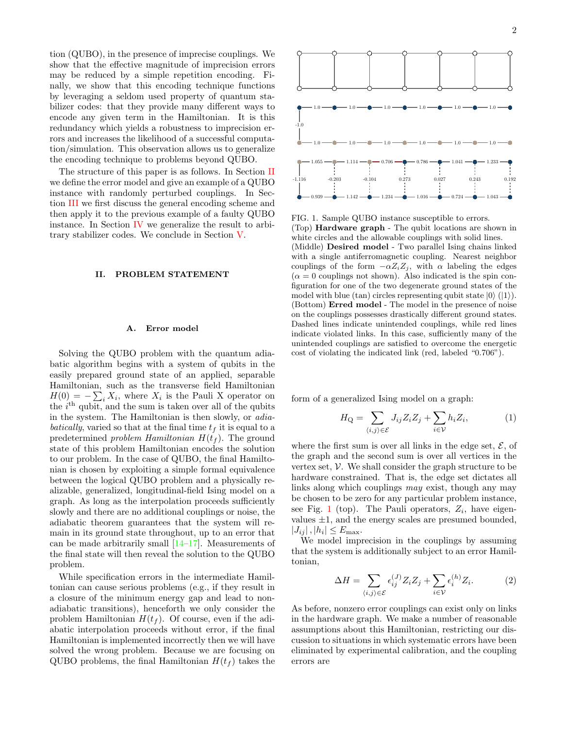tion (QUBO), in the presence of imprecise couplings. We show that the effective magnitude of imprecision errors may be reduced by a simple repetition encoding. Finally, we show that this encoding technique functions by leveraging a seldom used property of quantum stabilizer codes: that they provide many different ways to encode any given term in the Hamiltonian. It is this redundancy which yields a robustness to imprecision errors and increases the likelihood of a successful computation/simulation. This observation allows us to generalize the encoding technique to problems beyond QUBO.

The structure of this paper is as follows. In Section II we define the error model and give an example of a QUBO instance with randomly perturbed couplings. In Section III we first discuss the general encoding scheme and then apply it to the previous example of a faulty QUBO instance. In Section IV we generalize the result to arbitrary stabilizer codes. We conclude in Section V.

## II. PROBLEM STATEMENT

### A. Error model

Solving the QUBO problem with the quantum adiabatic algorithm begins with a system of qubits in the easily prepared ground state of an applied, separable Hamiltonian, such as the transverse field Hamiltonian $H(0) = -\sum_i X_i$, where $X_i$ is the Pauli X operator on the $i^{\text{th}}$ qubit, and the sum is taken over all of the qubits in the system. The Hamiltonian is then slowly, or *adiabatically*, varied so that at the final time $t_f$ it is equal to a predetermined *problem Hamiltonian* $H(t_f)$. The ground state of this problem Hamiltonian encodes the solution to our problem. In the case of QUBO, the final Hamiltonian is chosen by exploiting a simple formal equivalence between the logical QUBO problem and a physically realizable, generalized, longitudinal-field Ising model on a graph. As long as the interpolation proceeds sufficiently slowly and there are no additional couplings or noise, the adiabatic theorem guarantees that the system will remain in its ground state throughout, up to an error that can be made arbitrarily small [14–17]. Measurements of the final state will then reveal the solution to the QUBO problem.

While specification errors in the intermediate Hamiltonian can cause serious problems (e.g., if they result in a closure of the minimum energy gap and lead to non-adiabatic transitions), henceforth we only consider the problem Hamiltonian $H(t_f)$. Of course, even if the adiabatic interpolation proceeds without error, if the final Hamiltonian is implemented incorrectly then we will have solved the wrong problem. Because we are focusing on QUBO problems, the final Hamiltonian $H(t_f)$ takes the form of a generalized Ising model on a graph:

$$H_{\mathrm{Q}} = \sum_{\langle i,j\rangle \in \mathcal{E}} J_{ij} Z_i Z_j + \sum_{i\in\mathcal{V}} h_i Z_i, \tag{1}$$

where the first sum is over all links in the edge set, $\mathcal{E}$, of the graph and the second sum is over all vertices in the vertex set, $\mathcal{V}$. We shall consider the graph structure to be hardware constrained. That is, the edge set dictates all links along which couplings *may* exist, though any may be chosen to be zero for any particular problem instance, see Fig. 1 (top). The Pauli operators, $Z_i$, have eigenvalues $\pm 1$, and the energy scales are presumed bounded, $|J_{ij}|, |h_i| \leq E_{\max}$.

FIG. 1. Sample QUBO instance susceptible to errors.
(Top) **Hardware graph** - The qubit locations are shown in white circles and the allowable couplings with solid lines.
(Middle) **Desired model** - Two parallel Ising chains linked with a single antiferromagnetic coupling. Nearest neighbor couplings of the form $-\alpha Z_i Z_j$, with $\alpha$ labeling the edges ($\alpha = 0$ couplings not shown). Also indicated is the spin configuration for one of the two degenerate ground states of the model with blue (tan) circles representing qubit state $|0\rangle$ ($|1\rangle$).
(Bottom) **Erred model** - The model in the presence of noise on the couplings possesses drastically different ground states. Dashed lines indicate unintended couplings, while red lines indicate violated links. In this case, sufficiently many of the unintended couplings are satisfied to overcome the energetic cost of violating the indicated link (red, labeled "0.706").

We model imprecision in the couplings by assuming that the system is additionally subject to an error Hamiltonian,

$$\Delta H = \sum_{\langle i,j\rangle \in \mathcal{E}} \epsilon_{ij}^{(J)} Z_i Z_j + \sum_{i\in\mathcal{V}} \epsilon_i^{(h)} Z_i. \tag{2}$$

As before, nonzero error couplings can exist only on links in the hardware graph. We make a number of reasonable assumptions about this Hamiltonian, restricting our discussion to situations in which systematic errors have been eliminated by experimental calibration, and the coupling errors are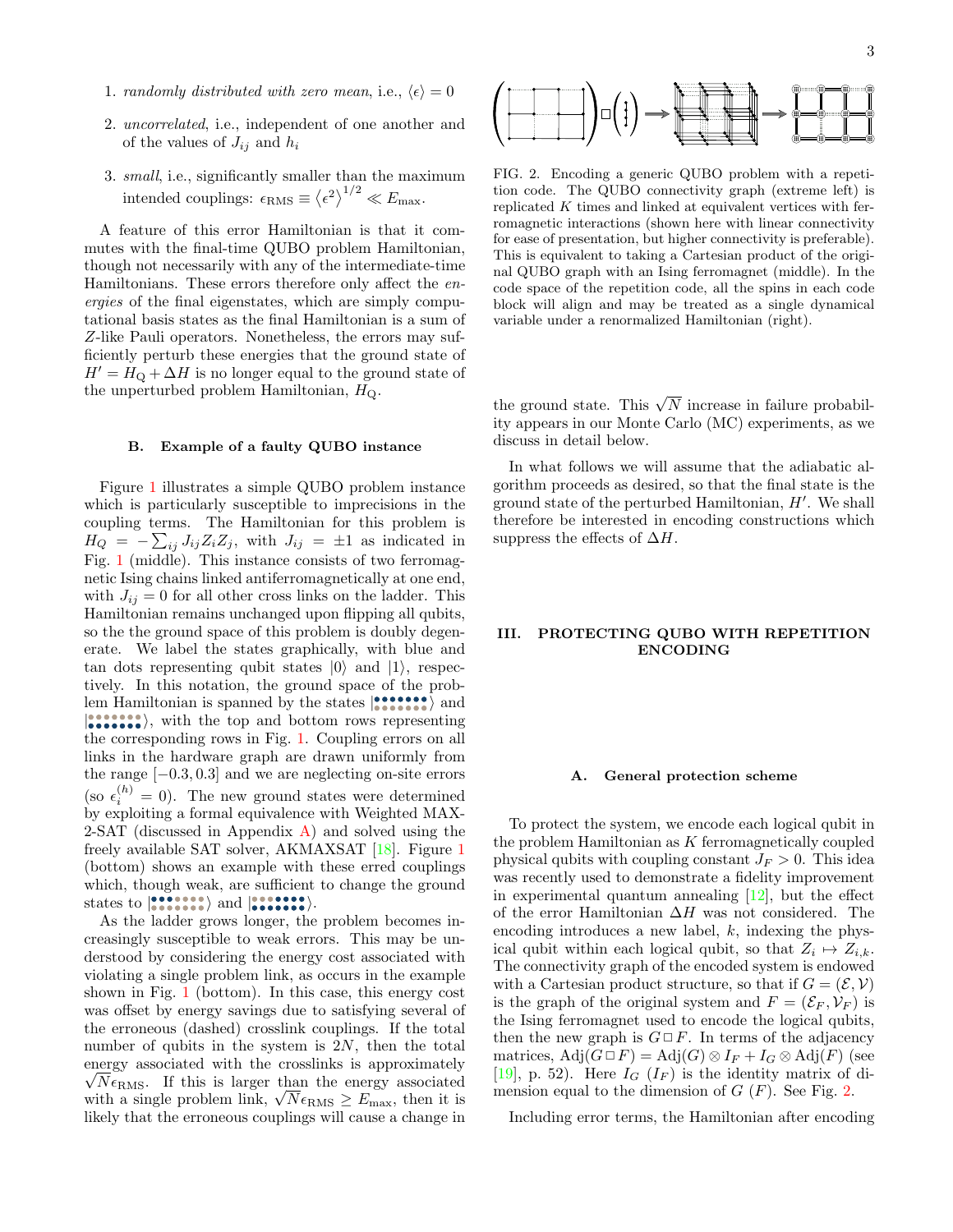1. *randomly distributed with zero mean*, i.e., $\langle\epsilon\rangle = 0$
2. *uncorrelated*, i.e., independent of one another and of the values of $J_{ij}$ and $h_i$
3. *small*, i.e., significantly smaller than the maximum intended couplings: $\epsilon_{\text{RMS}} \equiv \langle\epsilon^2\rangle^{1/2} \ll E_{\max}$.

A feature of this error Hamiltonian is that it commutes with the final-time QUBO problem Hamiltonian, though not necessarily with any of the intermediate-time Hamiltonians. These errors therefore only affect the *energies* of the final eigenstates, which are simply computational basis states as the final Hamiltonian is a sum of $Z$-like Pauli operators. Nonetheless, the errors may sufficiently perturb these energies that the ground state of $H' = H_{\text{Q}} + \Delta H$ is no longer equal to the ground state of the unperturbed problem Hamiltonian, $H_{\text{Q}}$.

### B. Example of a faulty QUBO instance

Figure 1 illustrates a simple QUBO problem instance which is particularly susceptible to imprecisions in the coupling terms. The Hamiltonian for this problem is $H_Q = -\sum_{ij} J_{ij} Z_i Z_j$, with $J_{ij} = \pm 1$ as indicated in Fig. 1 (middle). This instance consists of two ferromagnetic Ising chains linked antiferromagnetically at one end, with $J_{ij} = 0$ for all other cross links on the ladder. This Hamiltonian remains unchanged upon flipping all qubits, so the the ground space of this problem is doubly degenerate. We label the states graphically, with blue and tan dots representing qubit states $|0\rangle$ and $|1\rangle$, respectively. In this notation, the ground space of the problem Hamiltonian is spanned by the states $|{\bullet\bullet\bullet\bullet\bullet\bullet\bullet \atop \bullet\bullet\bullet\bullet\bullet\bullet\bullet}\rangle$ and $|{\bullet\bullet\bullet\bullet\bullet\bullet\bullet \atop \bullet\bullet\bullet\bullet\bullet\bullet\bullet}\rangle$, with the top and bottom rows representing the corresponding rows in Fig. 1. Coupling errors on all links in the hardware graph are drawn uniformly from the range $[-0.3, 0.3]$ and we are neglecting on-site errors (so $\epsilon_i^{(h)} = 0$). The new ground states were determined by exploiting a formal equivalence with Weighted MAX-2-SAT (discussed in Appendix A) and solved using the freely available SAT solver, AKMAXSAT [18]. Figure 1 (bottom) shows an example with these erred couplings which, though weak, are sufficient to change the ground states to $|{\bullet\bullet\bullet\bullet\bullet\bullet\bullet \atop \bullet\bullet\bullet\bullet\bullet\bullet\bullet}\rangle$ and $|{\bullet\bullet\bullet\bullet\bullet\bullet\bullet \atop \bullet\bullet\bullet\bullet\bullet\bullet\bullet}\rangle$.

As the ladder grows longer, the problem becomes increasingly susceptible to weak errors. This may be understood by considering the energy cost associated with violating a single problem link, as occurs in the example shown in Fig. 1 (bottom). In this case, this energy cost was offset by energy savings due to satisfying several of the erroneous (dashed) crosslink couplings. If the total number of qubits in the system is $2N$, then the total energy associated with the crosslinks is approximately $\sqrt{N}\epsilon_{\text{RMS}}$. If this is larger than the energy associated with a single problem link, $\sqrt{N}\epsilon_{\text{RMS}} \geq E_{\max}$, then it is likely that the erroneous couplings will cause a change in the ground state. This $\sqrt{N}$ increase in failure probability appears in our Monte Carlo (MC) experiments, as we discuss in detail below.

FIG. 2. Encoding a generic QUBO problem with a repetition code. The QUBO connectivity graph (extreme left) is replicated $K$ times and linked at equivalent vertices with ferromagnetic interactions (shown here with linear connectivity for ease of presentation, but higher connectivity is preferable). This is equivalent to taking a Cartesian product of the original QUBO graph with an Ising ferromagnet (middle). In the code space of the repetition code, all the spins in each code block will align and may be treated as a single dynamical variable under a renormalized Hamiltonian (right).

In what follows we will assume that the adiabatic algorithm proceeds as desired, so that the final state is the ground state of the perturbed Hamiltonian, $H'$. We shall therefore be interested in encoding constructions which suppress the effects of $\Delta H$.

## III. PROTECTING QUBO WITH REPETITION ENCODING

### A. General protection scheme

To protect the system, we encode each logical qubit in the problem Hamiltonian as $K$ ferromagnetically coupled physical qubits with coupling constant $J_F > 0$. This idea was recently used to demonstrate a fidelity improvement in experimental quantum annealing [12], but the effect of the error Hamiltonian $\Delta H$ was not considered. The encoding introduces a new label, $k$, indexing the physical qubit within each logical qubit, so that $Z_i \mapsto Z_{i,k}$. The connectivity graph of the encoded system is endowed with a Cartesian product structure, so that if $G = (\mathcal{E}, \mathcal{V})$ is the graph of the original system and $F = (\mathcal{E}_F, \mathcal{V}_F)$ is the Ising ferromagnet used to encode the logical qubits, then the new graph is $G \,\square\, F$. In terms of the adjacency matrices, $\text{Adj}(G \,\square\, F) = \text{Adj}(G) \otimes I_F + I_G \otimes \text{Adj}(F)$ (see [19], p. 52). Here $I_G$ ($I_F$) is the identity matrix of dimension equal to the dimension of $G$ ($F$). See Fig. 2.

Including error terms, the Hamiltonian after encoding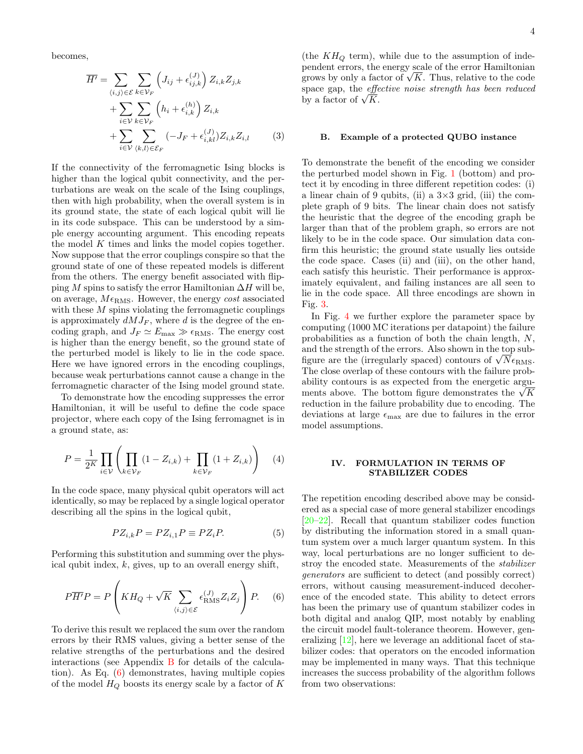becomes,

$$\overline{H'} = \sum_{\langle i,j\rangle \in \mathcal{E}} \sum_{k\in\mathcal{V}_F} \left(J_{ij} + \epsilon^{(J)}_{ij,k}\right) Z_{i,k}Z_{j,k} + \sum_{i\in\mathcal{V}} \sum_{k\in\mathcal{V}_F} \left(h_i + \epsilon^{(h)}_{i,k}\right) Z_{i,k} + \sum_{i\in\mathcal{V}} \sum_{\langle k,l\rangle\in\mathcal{E}_F} (-J_F + \epsilon^{(J)}_{i,kl}) Z_{i,k}Z_{i,l} \tag{3}$$

If the connectivity of the ferromagnetic Ising blocks is higher than the logical qubit connectivity, and the perturbations are weak on the scale of the Ising couplings, then with high probability, when the overall system is in its ground state, the state of each logical qubit will lie in its code subspace. This can be understood by a simple energy accounting argument. This encoding repeats the model $K$ times and links the model copies together. Now suppose that the error couplings conspire so that the ground state of one of these repeated models is different from the others. The energy benefit associated with flipping $M$ spins to satisfy the error Hamiltonian $\Delta H$ will be, on average, $M\epsilon_{\mathrm{RMS}}$. However, the energy *cost* associated with these $M$ spins violating the ferromagnetic couplings is approximately $dMJ_F$, where $d$ is the degree of the encoding graph, and $J_F \simeq E_{\max} \gg \epsilon_{\mathrm{RMS}}$. The energy cost is higher than the energy benefit, so the ground state of the perturbed model is likely to lie in the code space. Here we have ignored errors in the encoding couplings, because weak perturbations cannot cause a change in the ferromagnetic character of the Ising model ground state.

To demonstrate how the encoding suppresses the error Hamiltonian, it will be useful to define the code space projector, where each copy of the Ising ferromagnet is in a ground state, as:

$$P = \frac{1}{2^K} \prod_{i\in\mathcal{V}} \left( \prod_{k\in\mathcal{V}_F} (1 - Z_{i,k}) + \prod_{k\in\mathcal{V}_F} (1 + Z_{i,k}) \right) \tag{4}$$

In the code space, many physical qubit operators will act identically, so may be replaced by a single logical operator describing all the spins in the logical qubit,

$$PZ_{i,k}P = PZ_{i,1}P \equiv PZ_iP. \tag{5}$$

Performing this substitution and summing over the physical qubit index, $k$, gives, up to an overall energy shift,

$$P\overline{H'}P = P\left(KH_Q + \sqrt{K}\sum_{\langle i,j\rangle\in\mathcal{E}} \epsilon^{(J)}_{\mathrm{RMS}} Z_iZ_j\right)P. \tag{6}$$

To derive this result we replaced the sum over the random errors by their RMS values, giving a better sense of the relative strengths of the perturbations and the desired interactions (see Appendix B for details of the calculation). As Eq. (6) demonstrates, having multiple copies of the model $H_Q$ boosts its energy scale by a factor of $K$ (the $KH_Q$ term), while due to the assumption of independent errors, the energy scale of the error Hamiltonian grows by only a factor of $\sqrt{K}$. Thus, relative to the code space gap, the *effective noise strength has been reduced* by a factor of $\sqrt{K}$.

### B. Example of a protected QUBO instance

To demonstrate the benefit of the encoding we consider the perturbed model shown in Fig. 1 (bottom) and protect it by encoding in three different repetition codes: (i) a linear chain of 9 qubits, (ii) a 3×3 grid, (iii) the complete graph of 9 bits. The linear chain does not satisfy the heuristic that the degree of the encoding graph be larger than that of the problem graph, so errors are not likely to be in the code space. Our simulation data confirm this heuristic; the ground state usually lies outside the code space. Cases (ii) and (iii), on the other hand, each satisfy this heuristic. Their performance is approximately equivalent, and failing instances are all seen to lie in the code space. All three encodings are shown in Fig. 3.

In Fig. 4 we further explore the parameter space by computing (1000 MC iterations per datapoint) the failure probabilities as a function of both the chain length, $N$, and the strength of the errors. Also shown in the top subfigure are the (irregularly spaced) contours of $\sqrt{N}\epsilon_{\mathrm{RMS}}$. The close overlap of these contours with the failure probability contours is as expected from the energetic arguments above. The bottom figure demonstrates the $\sqrt{K}$ reduction in the failure probability due to encoding. The deviations at large $\epsilon_{\max}$ are due to failures in the error model assumptions.

## IV. FORMULATION IN TERMS OF STABILIZER CODES

The repetition encoding described above may be considered as a special case of more general stabilizer encodings [20–22]. Recall that quantum stabilizer codes function by distributing the information stored in a small quantum system over a much larger quantum system. In this way, local perturbations are no longer sufficient to destroy the encoded state. Measurements of the *stabilizer generators* are sufficient to detect (and possibly correct) errors, without causing measurement-induced decoherence of the encoded state. This ability to detect errors has been the primary use of quantum stabilizer codes in both digital and analog QIP, most notably by enabling the circuit model fault-tolerance theorem. However, generalizing [12], here we leverage an additional facet of stabilizer codes: that operators on the encoded information may be implemented in many ways. That this technique increases the success probability of the algorithm follows from two observations: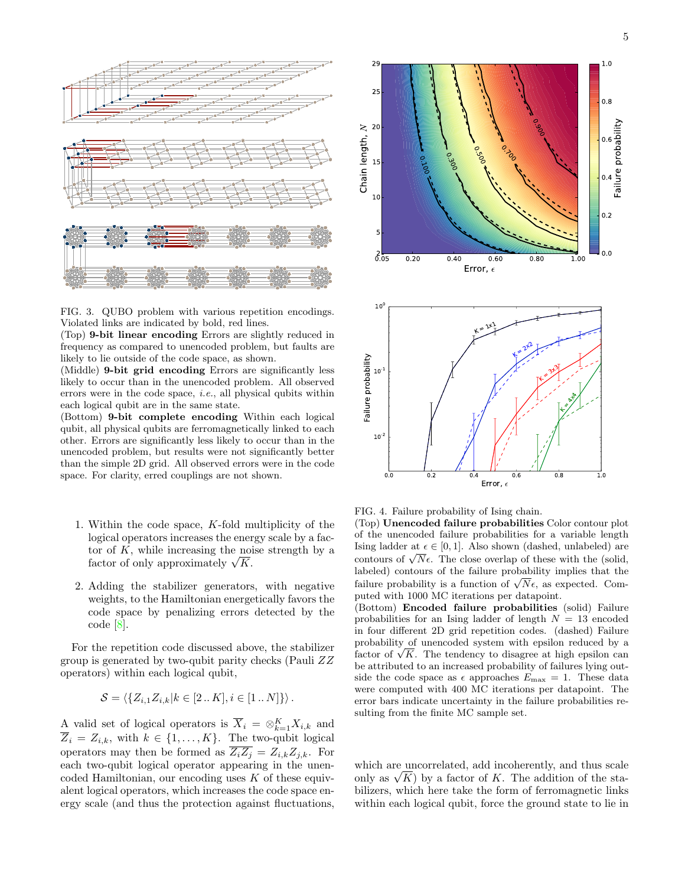FIG. 3. QUBO problem with various repetition encodings. Violated links are indicated by bold, red lines.
(Top) **9-bit linear encoding** Errors are slightly reduced in frequency as compared to unencoded problem, but faults are likely to lie outside of the code space, as shown.
(Middle) **9-bit grid encoding** Errors are significantly less likely to occur than in the unencoded problem. All observed errors were in the code space, *i.e.*, all physical qubits within each logical qubit are in the same state.
(Bottom) **9-bit complete encoding** Within each logical qubit, all physical qubits are ferromagnetically linked to each other. Errors are significantly less likely to occur than in the unencoded problem, but results were not significantly better than the simple 2D grid. All observed errors were in the code space. For clarity, erred couplings are not shown.

FIG. 4. Failure probability of Ising chain.
(Top) **Unencoded failure probabilities** Color contour plot of the unencoded failure probabilities for a variable length Ising ladder at $\epsilon \in [0, 1]$. Also shown (dashed, unlabeled) are contours of $\sqrt{N}\epsilon$. The close overlap of these with the (solid, labeled) contours of the failure probability implies that the failure probability is a function of $\sqrt{N}\epsilon$, as expected. Computed with 1000 MC iterations per datapoint.
(Bottom) **Encoded failure probabilities** (solid) Failure probabilities for an Ising ladder of length $N = 13$ encoded in four different 2D grid repetition codes. (dashed) Failure probability of unencoded system with epsilon reduced by a factor of $\sqrt{K}$. The tendency to disagree at high epsilon can be attributed to an increased probability of failures lying outside the code space as $\epsilon$ approaches $E_{\max} = 1$. These data were computed with 400 MC iterations per datapoint. The error bars indicate uncertainty in the failure probabilities resulting from the finite MC sample set.

1. Within the code space, $K$-fold multiplicity of the logical operators increases the energy scale by a factor of $K$, while increasing the noise strength by a factor of only approximately $\sqrt{K}$.

2. Adding the stabilizer generators, with negative weights, to the Hamiltonian energetically favors the code space by penalizing errors detected by the code [8].

For the repetition code discussed above, the stabilizer group is generated by two-qubit parity checks (Pauli $ZZ$ operators) within each logical qubit,

$$\mathcal{S} = \langle \{ Z_{i,1} Z_{i,k} | k \in [2\,..\,K], i \in [1\,..\,N] \} \rangle .$$

A valid set of logical operators is $\overline{X}_i = \otimes_{k=1}^{K} X_{i,k}$ and $\overline{Z}_i = Z_{i,k}$, with $k \in \{1, \ldots, K\}$. The two-qubit logical operators may then be formed as $\overline{Z_i Z_j} = Z_{i,k} Z_{j,k}$. For each two-qubit logical operator appearing in the unencoded Hamiltonian, our encoding uses $K$ of these equivalent logical operators, which increases the code space energy scale (and thus the protection against fluctuations, which are uncorrelated, add incoherently, and thus scale only as $\sqrt{K}$) by a factor of $K$. The addition of the stabilizers, which here take the form of ferromagnetic links within each logical qubit, force the ground state to lie in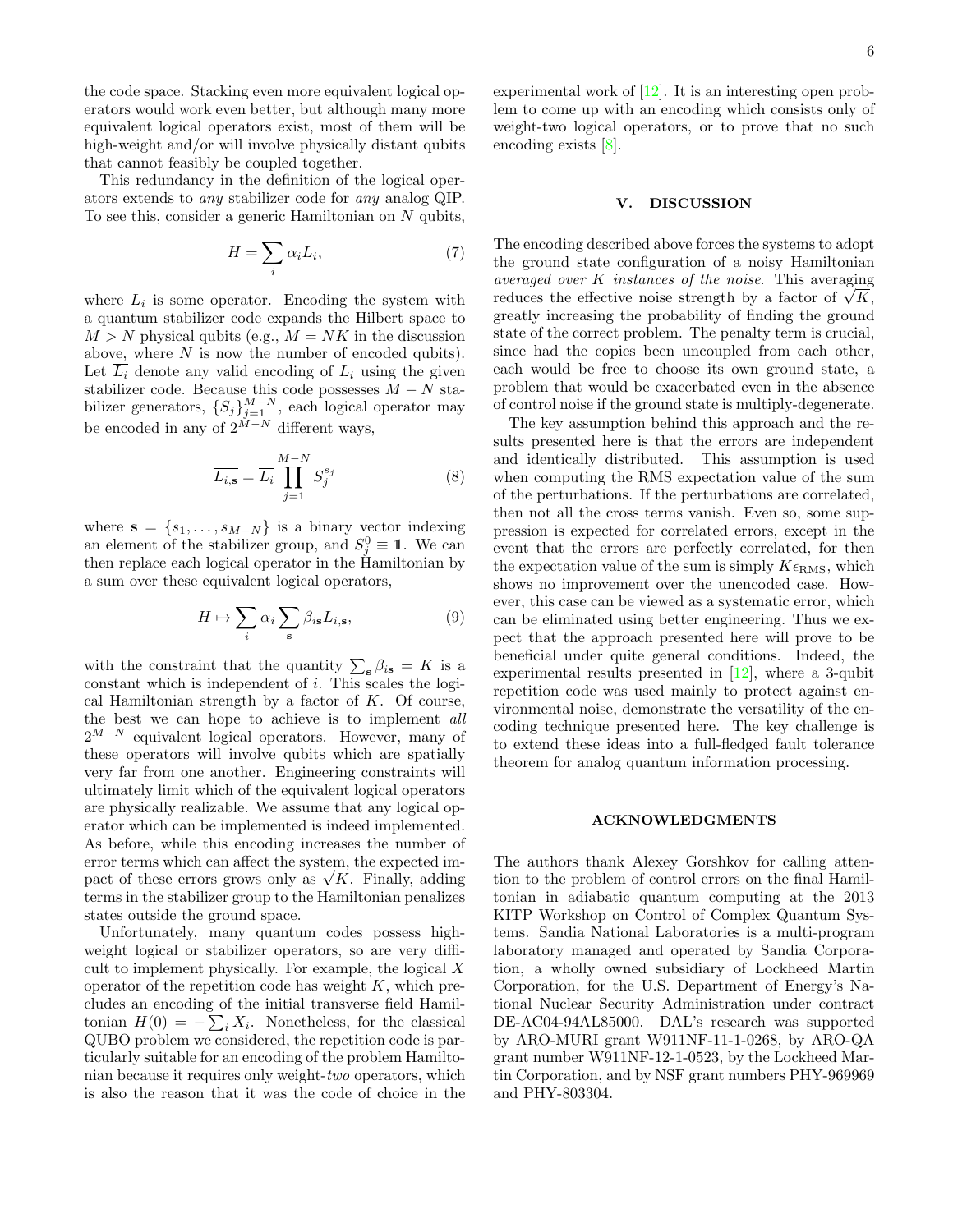the code space. Stacking even more equivalent logical operators would work even better, but although many more equivalent logical operators exist, most of them will be high-weight and/or will involve physically distant qubits that cannot feasibly be coupled together.

This redundancy in the definition of the logical operators extends to *any* stabilizer code for *any* analog QIP. To see this, consider a generic Hamiltonian on $N$ qubits,

$$H = \sum_i \alpha_i L_i, \tag{7}$$

where $L_i$ is some operator. Encoding the system with a quantum stabilizer code expands the Hilbert space to $M > N$ physical qubits (e.g., $M = NK$ in the discussion above, where $N$ is now the number of encoded qubits). Let $\overline{L_i}$ denote any valid encoding of $L_i$ using the given stabilizer code. Because this code possesses $M - N$ stabilizer generators, $\{S_j\}_{j=1}^{M-N}$, each logical operator may be encoded in any of $2^{M-N}$ different ways,

$$\overline{L_{i,\mathbf{s}}} = \overline{L_i} \prod_{j=1}^{M-N} S_j^{s_j} \tag{8}$$

where $\mathbf{s} = \{s_1, \ldots, s_{M-N}\}$ is a binary vector indexing an element of the stabilizer group, and $S_j^0 \equiv \mathbb{1}$. We can then replace each logical operator in the Hamiltonian by a sum over these equivalent logical operators,

$$H \mapsto \sum_i \alpha_i \sum_{\mathbf{s}} \beta_{i\mathbf{s}} \overline{L_{i,\mathbf{s}}}, \tag{9}$$

with the constraint that the quantity $\sum_{\mathbf{s}} \beta_{i\mathbf{s}} = K$ is a constant which is independent of $i$. This scales the logical Hamiltonian strength by a factor of $K$. Of course, the best we can hope to achieve is to implement *all* $2^{M-N}$ equivalent logical operators. However, many of these operators will involve qubits which are spatially very far from one another. Engineering constraints will ultimately limit which of the equivalent logical operators are physically realizable. We assume that any logical operator which can be implemented is indeed implemented. As before, while this encoding increases the number of error terms which can affect the system, the expected impact of these errors grows only as $\sqrt{K}$. Finally, adding terms in the stabilizer group to the Hamiltonian penalizes states outside the ground space.

Unfortunately, many quantum codes possess high-weight logical or stabilizer operators, so are very difficult to implement physically. For example, the logical $X$ operator of the repetition code has weight $K$, which precludes an encoding of the initial transverse field Hamiltonian $H(0) = -\sum_i X_i$. Nonetheless, for the classical QUBO problem we considered, the repetition code is particularly suitable for an encoding of the problem Hamiltonian because it requires only weight-*two* operators, which is also the reason that it was the code of choice in the experimental work of [12]. It is an interesting open problem to come up with an encoding which consists only of weight-two logical operators, or to prove that no such encoding exists [8].

## V. DISCUSSION

The encoding described above forces the systems to adopt the ground state configuration of a noisy Hamiltonian *averaged over $K$ instances of the noise*. This averaging reduces the effective noise strength by a factor of $\sqrt{K}$, greatly increasing the probability of finding the ground state of the correct problem. The penalty term is crucial, since had the copies been uncoupled from each other, each would be free to choose its own ground state, a problem that would be exacerbated even in the absence of control noise if the ground state is multiply-degenerate.

The key assumption behind this approach and the results presented here is that the errors are independent and identically distributed. This assumption is used when computing the RMS expectation value of the sum of the perturbations. If the perturbations are correlated, then not all the cross terms vanish. Even so, some suppression is expected for correlated errors, except in the event that the errors are perfectly correlated, for then the expectation value of the sum is simply $K\epsilon_{\mathrm{RMS}}$, which shows no improvement over the unencoded case. However, this case can be viewed as a systematic error, which can be eliminated using better engineering. Thus we expect that the approach presented here will prove to be beneficial under quite general conditions. Indeed, the experimental results presented in [12], where a 3-qubit repetition code was used mainly to protect against environmental noise, demonstrate the versatility of the encoding technique presented here. The key challenge is to extend these ideas into a full-fledged fault tolerance theorem for analog quantum information processing.

## ACKNOWLEDGMENTS

The authors thank Alexey Gorshkov for calling attention to the problem of control errors on the final Hamiltonian in adiabatic quantum computing at the 2013 KITP Workshop on Control of Complex Quantum Systems. Sandia National Laboratories is a multi-program laboratory managed and operated by Sandia Corporation, a wholly owned subsidiary of Lockheed Martin Corporation, for the U.S. Department of Energy's National Nuclear Security Administration under contract DE-AC04-94AL85000. DAL's research was supported by ARO-MURI grant W911NF-11-1-0268, by ARO-QA grant number W911NF-12-1-0523, by the Lockheed Martin Corporation, and by NSF grant numbers PHY-969969 and PHY-803304.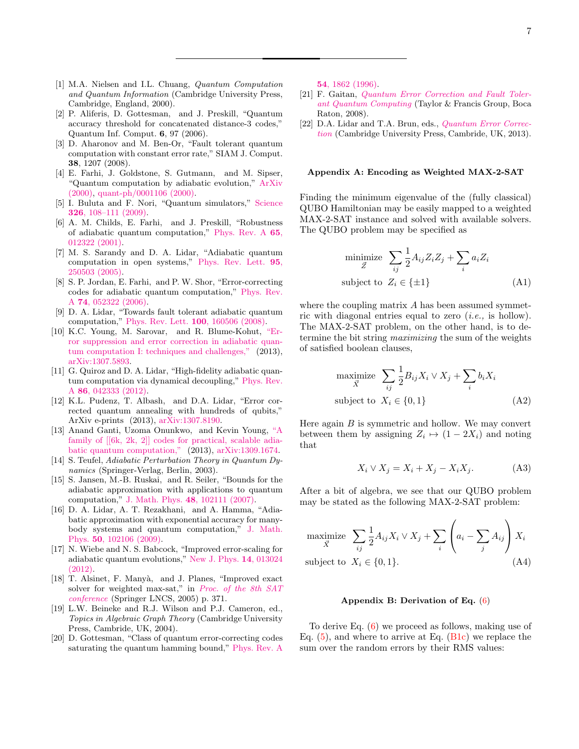[1] M.A. Nielsen and I.L. Chuang, *Quantum Computation and Quantum Information* (Cambridge University Press, Cambridge, England, 2000).

[2] P. Aliferis, D. Gottesman, and J. Preskill, "Quantum accuracy threshold for concatenated distance-3 codes," Quantum Inf. Comput. **6**, 97 (2006).

[3] D. Aharonov and M. Ben-Or, "Fault tolerant quantum computation with constant error rate," SIAM J. Comput. **38**, 1207 (2008).

[4] E. Farhi, J. Goldstone, S. Gutmann, and M. Sipser, "Quantum computation by adiabatic evolution," ArXiv (2000), quant-ph/0001106 (2000).

[5] I. Buluta and F. Nori, "Quantum simulators," Science **326**, 108–111 (2009).

[6] A. M. Childs, E. Farhi, and J. Preskill, "Robustness of adiabatic quantum computation," Phys. Rev. A **65**, 012322 (2001).

[7] M. S. Sarandy and D. A. Lidar, "Adiabatic quantum computation in open systems," Phys. Rev. Lett. **95**, 250503 (2005).

[8] S. P. Jordan, E. Farhi, and P. W. Shor, "Error-correcting codes for adiabatic quantum computation," Phys. Rev. A **74**, 052322 (2006).

[9] D. A. Lidar, "Towards fault tolerant adiabatic quantum computation," Phys. Rev. Lett. **100**, 160506 (2008).

[10] K.C. Young, M. Sarovar, and R. Blume-Kohout, "Error suppression and error correction in adiabatic quantum computation I: techniques and challenges," (2013), arXiv:1307.5893.

[11] G. Quiroz and D. A. Lidar, "High-fidelity adiabatic quantum computation via dynamical decoupling," Phys. Rev. A **86**, 042333 (2012).

[12] K.L. Pudenz, T. Albash, and D.A. Lidar, "Error corrected quantum annealing with hundreds of qubits," ArXiv e-prints (2013), arXiv:1307.8190.

[13] Anand Ganti, Uzoma Onunkwo, and Kevin Young, "A family of [[6k, 2k, 2]] codes for practical, scalable adiabatic quantum computation," (2013), arXiv:1309.1674.

[14] S. Teufel, *Adiabatic Perturbation Theory in Quantum Dynamics* (Springer-Verlag, Berlin, 2003).

[15] S. Jansen, M.-B. Ruskai, and R. Seiler, "Bounds for the adiabatic approximation with applications to quantum computation," J. Math. Phys. **48**, 102111 (2007).

[16] D. A. Lidar, A. T. Rezakhani, and A. Hamma, "Adiabatic approximation with exponential accuracy for many-body systems and quantum computation," J. Math. Phys. **50**, 102106 (2009).

[17] N. Wiebe and N. S. Babcock, "Improved error-scaling for adiabatic quantum evolutions," New J. Phys. **14**, 013024 (2012).

[18] T. Alsinet, F. Manyà, and J. Planes, "Improved exact solver for weighted max-sat," in *Proc. of the 8th SAT conference* (Springer LNCS, 2005) p. 371.

[19] L.W. Beineke and R.J. Wilson and P.J. Cameron, ed., *Topics in Algebraic Graph Theory* (Cambridge University Press, Cambridge, UK, 2004).

[20] D. Gottesman, "Class of quantum error-correcting codes saturating the quantum hamming bound," Phys. Rev. A **54**, 1862 (1996).

[21] F. Gaitan, *Quantum Error Correction and Fault Tolerant Quantum Computing* (Taylor & Francis Group, Boca Raton, 2008).

[22] D.A. Lidar and T.A. Brun, eds., *Quantum Error Correction* (Cambridge University Press, Cambride, UK, 2013).

## Appendix A: Encoding as Weighted MAX-2-SAT

Finding the minimum eigenvalue of the (fully classical) QUBO Hamiltonian may be easily mapped to a weighted MAX-2-SAT instance and solved with available solvers. The QUBO problem may be specified as

$$\begin{aligned} &\underset{\vec{Z}}{\text{minimize}} \;\; \sum_{ij} \frac{1}{2} A_{ij} Z_i Z_j + \sum_i a_i Z_i \\ &\text{subject to} \;\; Z_i \in \{\pm 1\} \end{aligned} \tag{A1}$$

where the coupling matrix $A$ has been assumed symmetric with diagonal entries equal to zero (*i.e.,* is hollow). The MAX-2-SAT problem, on the other hand, is to determine the bit string *maximizing* the sum of the weights of satisfied boolean clauses,

$$\begin{aligned} &\underset{\vec{X}}{\text{maximize}} \;\; \sum_{ij} \frac{1}{2} B_{ij} X_i \vee X_j + \sum_i b_i X_i \\ &\text{subject to} \;\; X_i \in \{0, 1\} \end{aligned} \tag{A2}$$

Here again $B$ is symmetric and hollow. We may convert between them by assigning $Z_i \mapsto (1 - 2X_i)$ and noting that

$$X_i \vee X_j = X_i + X_j - X_i X_j. \tag{A3}$$

After a bit of algebra, we see that our QUBO problem may be stated as the following MAX-2-SAT problem:

$$\begin{aligned} &\underset{\vec{X}}{\text{maximize}} \;\; \sum_{ij} \frac{1}{2} A_{ij} X_i \vee X_j + \sum_i \left( a_i - \sum_j A_{ij} \right) X_i \\ &\text{subject to} \;\; X_i \in \{0, 1\}. \end{aligned} \tag{A4}$$

## Appendix B: Derivation of Eq. (6)

To derive Eq. (6) we proceed as follows, making use of Eq. (5), and where to arrive at Eq. (B1c) we replace the sum over the random errors by their RMS values: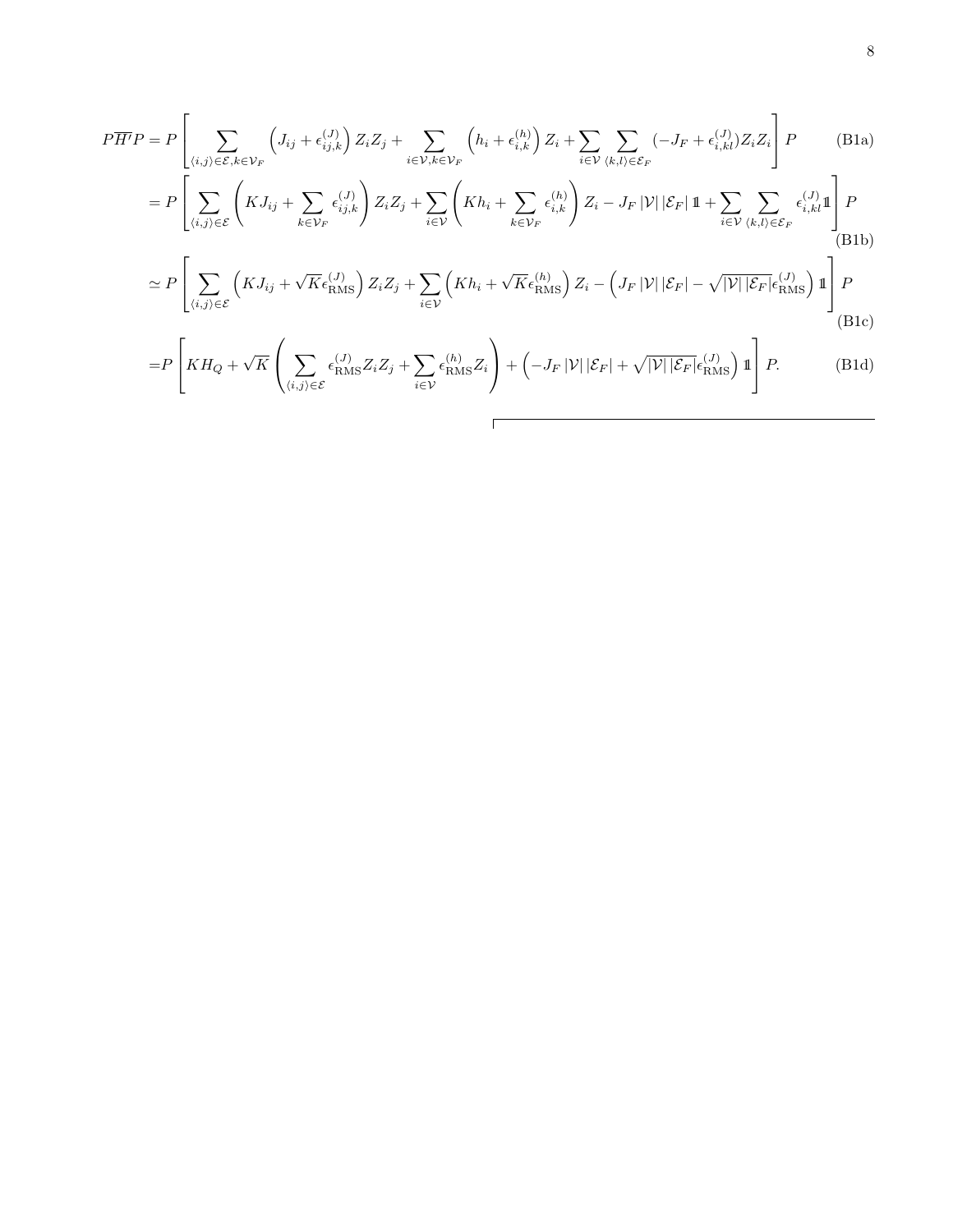$$
\begin{aligned}
P\overline{H'}P &= P\left[\sum_{\langle i,j\rangle\in\mathcal{E},k\in\mathcal{V}_F}\left(J_{ij}+\epsilon^{(J)}_{ij,k}\right)Z_iZ_j+\sum_{i\in\mathcal{V},k\in\mathcal{V}_F}\left(h_i+\epsilon^{(h)}_{i,k}\right)Z_i+\sum_{i\in\mathcal{V}}\sum_{\langle k,l\rangle\in\mathcal{E}_F}(-J_F+\epsilon^{(J)}_{i,kl})Z_iZ_i\right]P && \text{(B1a)}\\
&= P\left[\sum_{\langle i,j\rangle\in\mathcal{E}}\left(KJ_{ij}+\sum_{k\in\mathcal{V}_F}\epsilon^{(J)}_{ij,k}\right)Z_iZ_j+\sum_{i\in\mathcal{V}}\left(Kh_i+\sum_{k\in\mathcal{V}_F}\epsilon^{(h)}_{i,k}\right)Z_i-J_F\left|\mathcal{V}\right|\left|\mathcal{E}_F\right|\mathbb{1}+\sum_{i\in\mathcal{V}}\sum_{\langle k,l\rangle\in\mathcal{E}_F}\epsilon^{(J)}_{i,kl}\mathbb{1}\right]P && \text{(B1b)}\\
&\simeq P\left[\sum_{\langle i,j\rangle\in\mathcal{E}}\left(KJ_{ij}+\sqrt{K}\epsilon^{(J)}_{\mathrm{RMS}}\right)Z_iZ_j+\sum_{i\in\mathcal{V}}\left(Kh_i+\sqrt{K}\epsilon^{(h)}_{\mathrm{RMS}}\right)Z_i-\left(J_F\left|\mathcal{V}\right|\left|\mathcal{E}_F\right|-\sqrt{\left|\mathcal{V}\right|\left|\mathcal{E}_F\right|}\epsilon^{(J)}_{\mathrm{RMS}}\right)\mathbb{1}\right]P && \text{(B1c)}\\
&= P\left[KH_Q+\sqrt{K}\left(\sum_{\langle i,j\rangle\in\mathcal{E}}\epsilon^{(J)}_{\mathrm{RMS}}Z_iZ_j+\sum_{i\in\mathcal{V}}\epsilon^{(h)}_{\mathrm{RMS}}Z_i\right)+\left(-J_F\left|\mathcal{V}\right|\left|\mathcal{E}_F\right|+\sqrt{\left|\mathcal{V}\right|\left|\mathcal{E}_F\right|}\epsilon^{(J)}_{\mathrm{RMS}}\right)\mathbb{1}\right]P. && \text{(B1d)}
\end{aligned}
$$